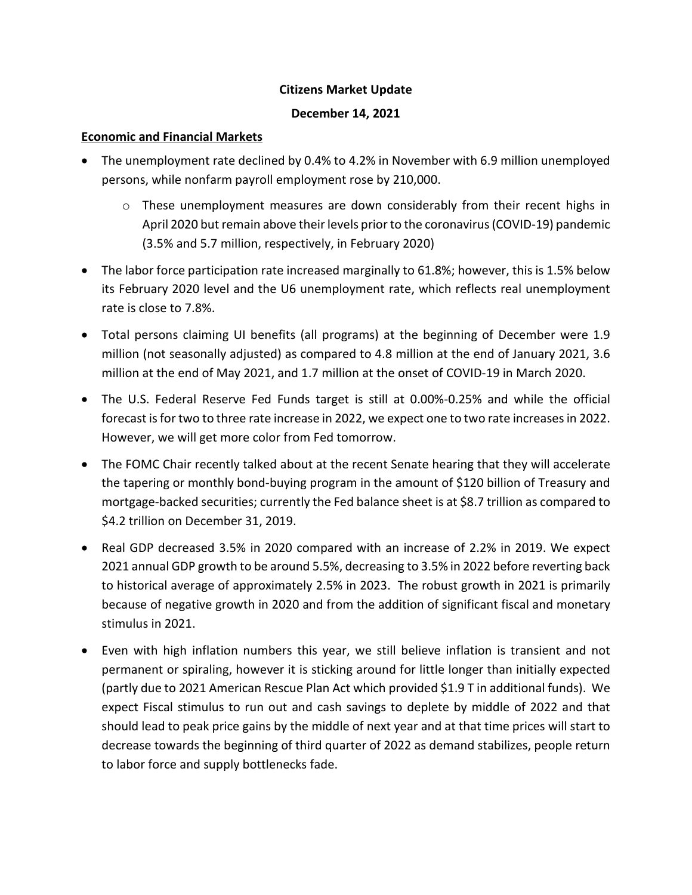**Citizens Market Update**

**December 14, 2021**

**Economic and Financial Markets**

- The unemployment rate declined by 0.4% to 4.2% in November with 6.9 million unemployed persons, while nonfarm payroll employment rose by 210,000.
  - These unemployment measures are down considerably from their recent highs in April 2020 but remain above their levels prior to the coronavirus (COVID-19) pandemic (3.5% and 5.7 million, respectively, in February 2020)
- The labor force participation rate increased marginally to 61.8%; however, this is 1.5% below its February 2020 level and the U6 unemployment rate, which reflects real unemployment rate is close to 7.8%.
- Total persons claiming UI benefits (all programs) at the beginning of December were 1.9 million (not seasonally adjusted) as compared to 4.8 million at the end of January 2021, 3.6 million at the end of May 2021, and 1.7 million at the onset of COVID-19 in March 2020.
- The U.S. Federal Reserve Fed Funds target is still at 0.00%-0.25% and while the official forecast is for two to three rate increase in 2022, we expect one to two rate increases in 2022. However, we will get more color from Fed tomorrow.
- The FOMC Chair recently talked about at the recent Senate hearing that they will accelerate the tapering or monthly bond-buying program in the amount of $120 billion of Treasury and mortgage-backed securities; currently the Fed balance sheet is at $8.7 trillion as compared to $4.2 trillion on December 31, 2019.
- Real GDP decreased 3.5% in 2020 compared with an increase of 2.2% in 2019. We expect 2021 annual GDP growth to be around 5.5%, decreasing to 3.5% in 2022 before reverting back to historical average of approximately 2.5% in 2023. The robust growth in 2021 is primarily because of negative growth in 2020 and from the addition of significant fiscal and monetary stimulus in 2021.
- Even with high inflation numbers this year, we still believe inflation is transient and not permanent or spiraling, however it is sticking around for little longer than initially expected (partly due to 2021 American Rescue Plan Act which provided $1.9 T in additional funds). We expect Fiscal stimulus to run out and cash savings to deplete by middle of 2022 and that should lead to peak price gains by the middle of next year and at that time prices will start to decrease towards the beginning of third quarter of 2022 as demand stabilizes, people return to labor force and supply bottlenecks fade.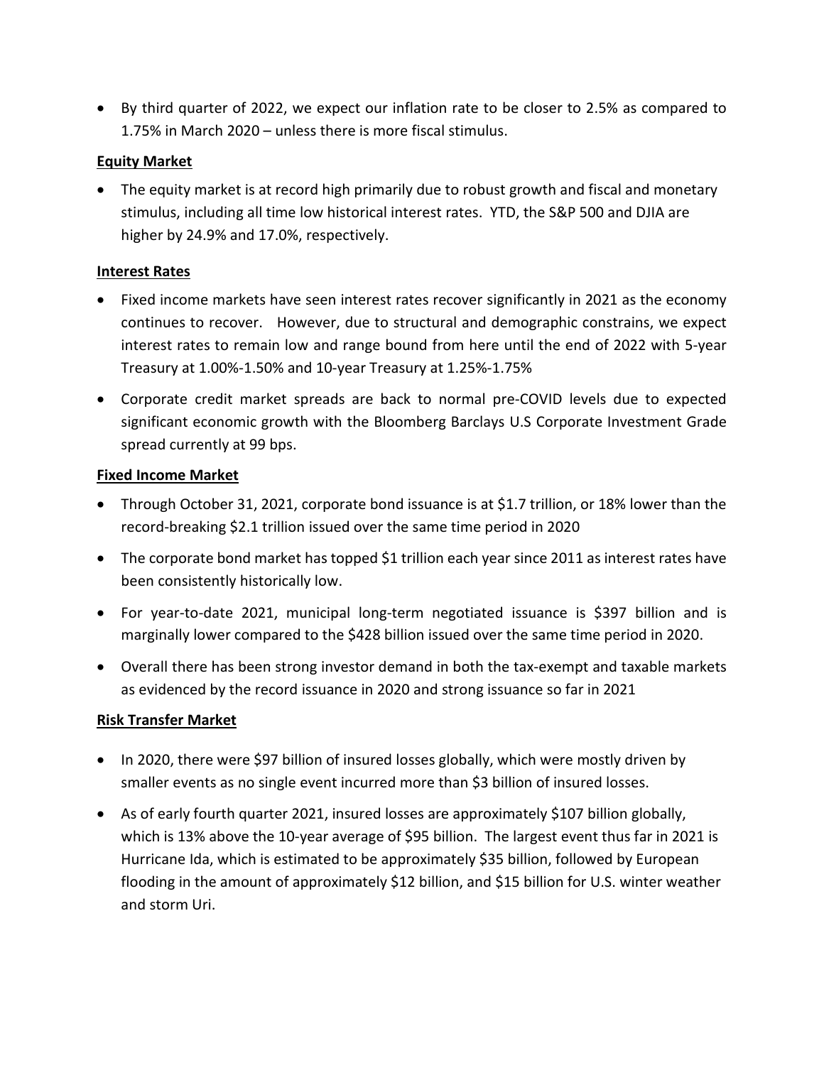- By third quarter of 2022, we expect our inflation rate to be closer to 2.5% as compared to 1.75% in March 2020 – unless there is more fiscal stimulus.

**Equity Market**

- The equity market is at record high primarily due to robust growth and fiscal and monetary stimulus, including all time low historical interest rates. YTD, the S&P 500 and DJIA are higher by 24.9% and 17.0%, respectively.

**Interest Rates**

- Fixed income markets have seen interest rates recover significantly in 2021 as the economy continues to recover. However, due to structural and demographic constrains, we expect interest rates to remain low and range bound from here until the end of 2022 with 5-year Treasury at 1.00%-1.50% and 10-year Treasury at 1.25%-1.75%
- Corporate credit market spreads are back to normal pre-COVID levels due to expected significant economic growth with the Bloomberg Barclays U.S Corporate Investment Grade spread currently at 99 bps.

**Fixed Income Market**

- Through October 31, 2021, corporate bond issuance is at $1.7 trillion, or 18% lower than the record-breaking $2.1 trillion issued over the same time period in 2020
- The corporate bond market has topped $1 trillion each year since 2011 as interest rates have been consistently historically low.
- For year-to-date 2021, municipal long-term negotiated issuance is $397 billion and is marginally lower compared to the $428 billion issued over the same time period in 2020.
- Overall there has been strong investor demand in both the tax-exempt and taxable markets as evidenced by the record issuance in 2020 and strong issuance so far in 2021

**Risk Transfer Market**

- In 2020, there were $97 billion of insured losses globally, which were mostly driven by smaller events as no single event incurred more than $3 billion of insured losses.
- As of early fourth quarter 2021, insured losses are approximately $107 billion globally, which is 13% above the 10-year average of $95 billion. The largest event thus far in 2021 is Hurricane Ida, which is estimated to be approximately $35 billion, followed by European flooding in the amount of approximately $12 billion, and $15 billion for U.S. winter weather and storm Uri.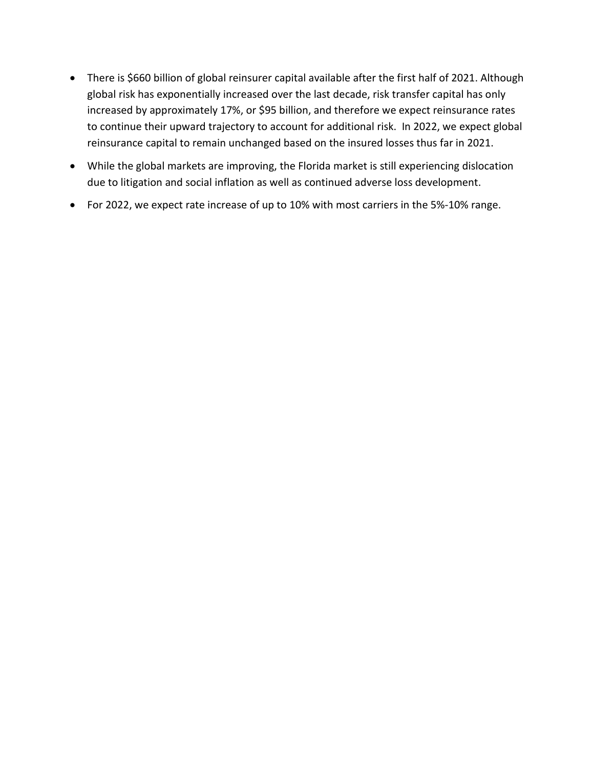- There is $660 billion of global reinsurer capital available after the first half of 2021. Although global risk has exponentially increased over the last decade, risk transfer capital has only increased by approximately 17%, or $95 billion, and therefore we expect reinsurance rates to continue their upward trajectory to account for additional risk. In 2022, we expect global reinsurance capital to remain unchanged based on the insured losses thus far in 2021.
- While the global markets are improving, the Florida market is still experiencing dislocation due to litigation and social inflation as well as continued adverse loss development.
- For 2022, we expect rate increase of up to 10% with most carriers in the 5%-10% range.